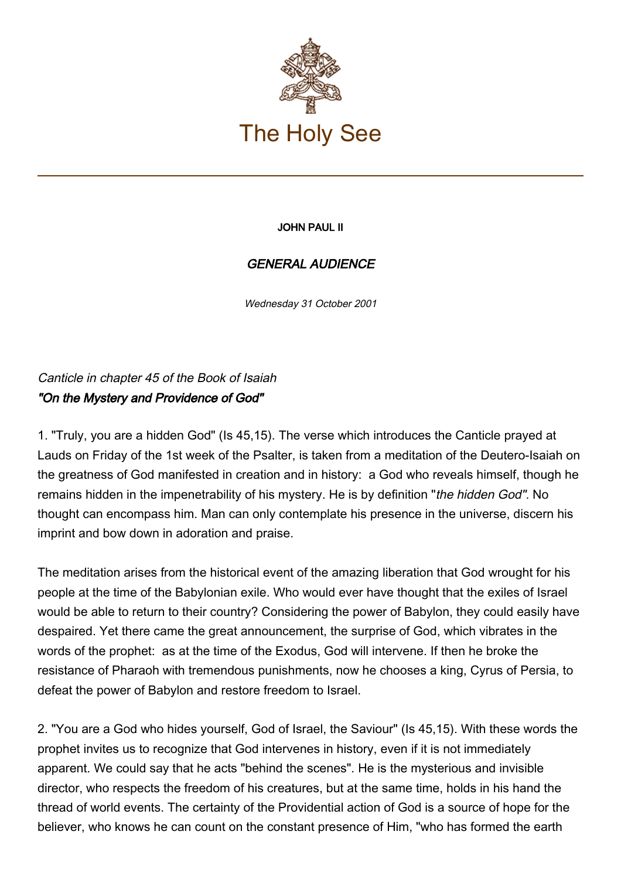# The Holy See

**JOHN PAUL II**

## *GENERAL AUDIENCE*

*Wednesday 31 October 2001*

*Canticle in chapter 45 of the Book of Isaiah*
***"On the Mystery and Providence of God"***

1. "Truly, you are a hidden God" (Is 45,15). The verse which introduces the Canticle prayed at Lauds on Friday of the 1st week of the Psalter, is taken from a meditation of the Deutero-Isaiah on the greatness of God manifested in creation and in history: a God who reveals himself, though he remains hidden in the impenetrability of his mystery. He is by definition "*the hidden God".* No thought can encompass him. Man can only contemplate his presence in the universe, discern his imprint and bow down in adoration and praise.

The meditation arises from the historical event of the amazing liberation that God wrought for his people at the time of the Babylonian exile. Who would ever have thought that the exiles of Israel would be able to return to their country? Considering the power of Babylon, they could easily have despaired. Yet there came the great announcement, the surprise of God, which vibrates in the words of the prophet: as at the time of the Exodus, God will intervene. If then he broke the resistance of Pharaoh with tremendous punishments, now he chooses a king, Cyrus of Persia, to defeat the power of Babylon and restore freedom to Israel.

2. "You are a God who hides yourself, God of Israel, the Saviour" (Is 45,15). With these words the prophet invites us to recognize that God intervenes in history, even if it is not immediately apparent. We could say that he acts "behind the scenes". He is the mysterious and invisible director, who respects the freedom of his creatures, but at the same time, holds in his hand the thread of world events. The certainty of the Providential action of God is a source of hope for the believer, who knows he can count on the constant presence of Him, "who has formed the earth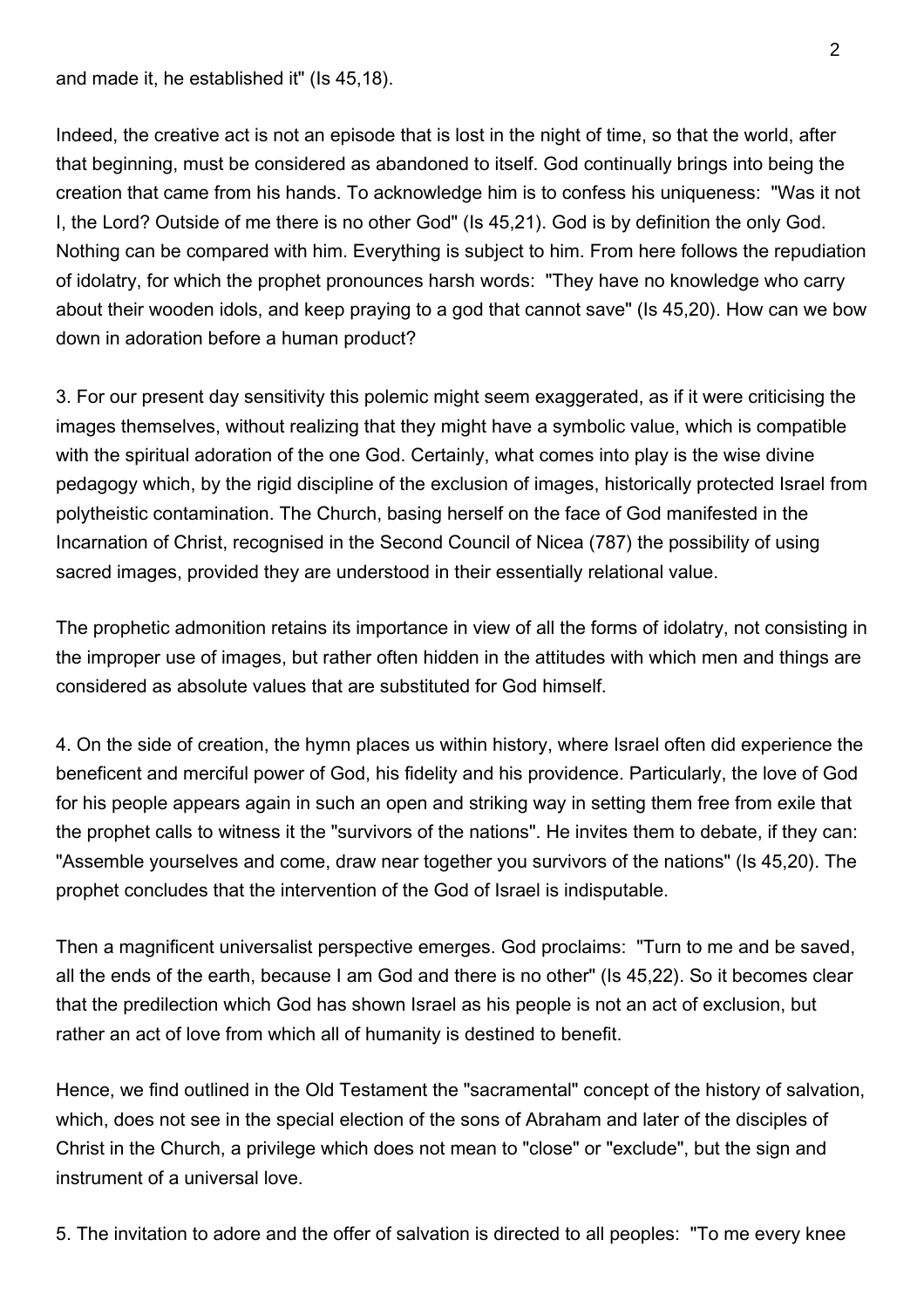and made it, he established it" (Is 45,18).

Indeed, the creative act is not an episode that is lost in the night of time, so that the world, after that beginning, must be considered as abandoned to itself. God continually brings into being the creation that came from his hands. To acknowledge him is to confess his uniqueness: "Was it not I, the Lord? Outside of me there is no other God" (Is 45,21). God is by definition the only God. Nothing can be compared with him. Everything is subject to him. From here follows the repudiation of idolatry, for which the prophet pronounces harsh words: "They have no knowledge who carry about their wooden idols, and keep praying to a god that cannot save" (Is 45,20). How can we bow down in adoration before a human product?

3. For our present day sensitivity this polemic might seem exaggerated, as if it were criticising the images themselves, without realizing that they might have a symbolic value, which is compatible with the spiritual adoration of the one God. Certainly, what comes into play is the wise divine pedagogy which, by the rigid discipline of the exclusion of images, historically protected Israel from polytheistic contamination. The Church, basing herself on the face of God manifested in the Incarnation of Christ, recognised in the Second Council of Nicea (787) the possibility of using sacred images, provided they are understood in their essentially relational value.

The prophetic admonition retains its importance in view of all the forms of idolatry, not consisting in the improper use of images, but rather often hidden in the attitudes with which men and things are considered as absolute values that are substituted for God himself.

4. On the side of creation, the hymn places us within history, where Israel often did experience the beneficent and merciful power of God, his fidelity and his providence. Particularly, the love of God for his people appears again in such an open and striking way in setting them free from exile that the prophet calls to witness it the "survivors of the nations". He invites them to debate, if they can: "Assemble yourselves and come, draw near together you survivors of the nations" (Is 45,20). The prophet concludes that the intervention of the God of Israel is indisputable.

Then a magnificent universalist perspective emerges. God proclaims: "Turn to me and be saved, all the ends of the earth, because I am God and there is no other" (Is 45,22). So it becomes clear that the predilection which God has shown Israel as his people is not an act of exclusion, but rather an act of love from which all of humanity is destined to benefit.

Hence, we find outlined in the Old Testament the "sacramental" concept of the history of salvation, which, does not see in the special election of the sons of Abraham and later of the disciples of Christ in the Church, a privilege which does not mean to "close" or "exclude", but the sign and instrument of a universal love.

5. The invitation to adore and the offer of salvation is directed to all peoples: "To me every knee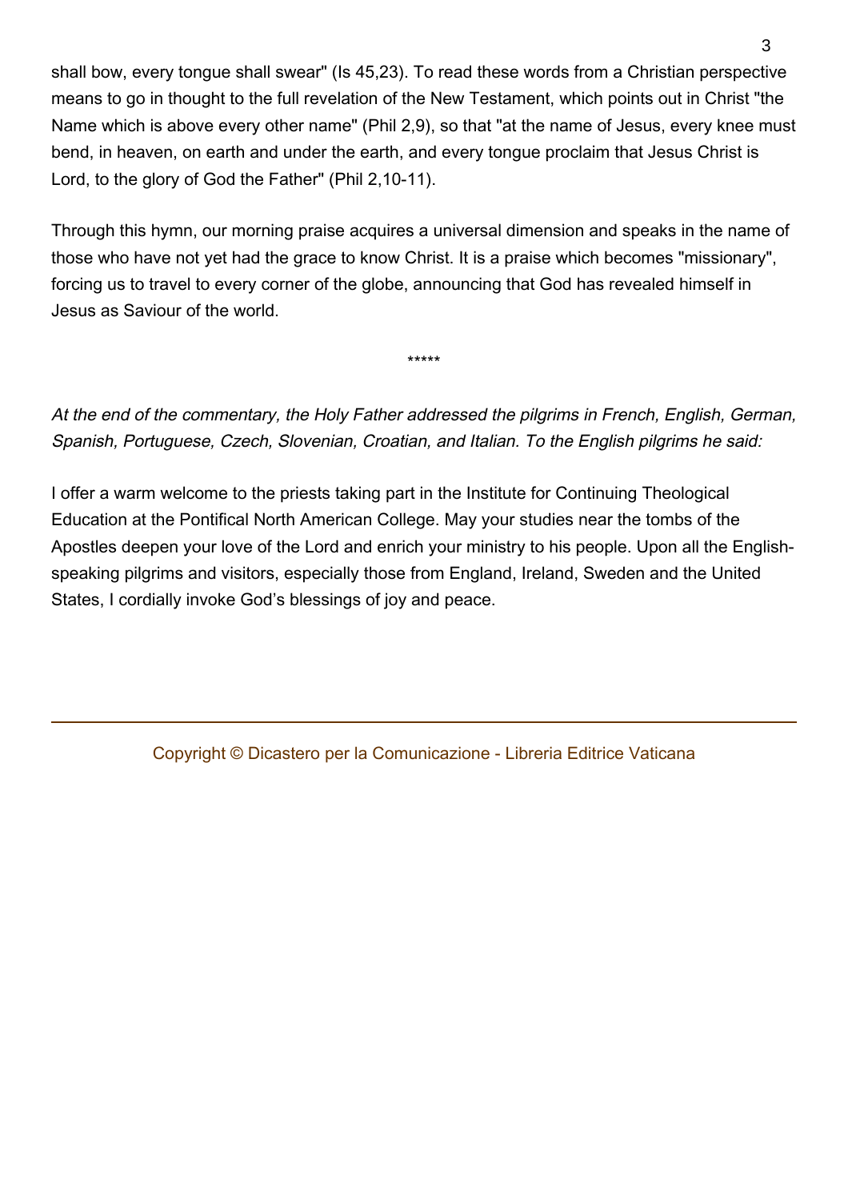shall bow, every tongue shall swear" (Is 45,23). To read these words from a Christian perspective means to go in thought to the full revelation of the New Testament, which points out in Christ "the Name which is above every other name" (Phil 2,9), so that "at the name of Jesus, every knee must bend, in heaven, on earth and under the earth, and every tongue proclaim that Jesus Christ is Lord, to the glory of God the Father" (Phil 2,10-11).

Through this hymn, our morning praise acquires a universal dimension and speaks in the name of those who have not yet had the grace to know Christ. It is a praise which becomes "missionary", forcing us to travel to every corner of the globe, announcing that God has revealed himself in Jesus as Saviour of the world.

*****

*At the end of the commentary, the Holy Father addressed the pilgrims in French, English, German, Spanish, Portuguese, Czech, Slovenian, Croatian, and Italian. To the English pilgrims he said:*

I offer a warm welcome to the priests taking part in the Institute for Continuing Theological Education at the Pontifical North American College. May your studies near the tombs of the Apostles deepen your love of the Lord and enrich your ministry to his people. Upon all the English-speaking pilgrims and visitors, especially those from England, Ireland, Sweden and the United States, I cordially invoke God's blessings of joy and peace.

---

Copyright © Dicastero per la Comunicazione - Libreria Editrice Vaticana